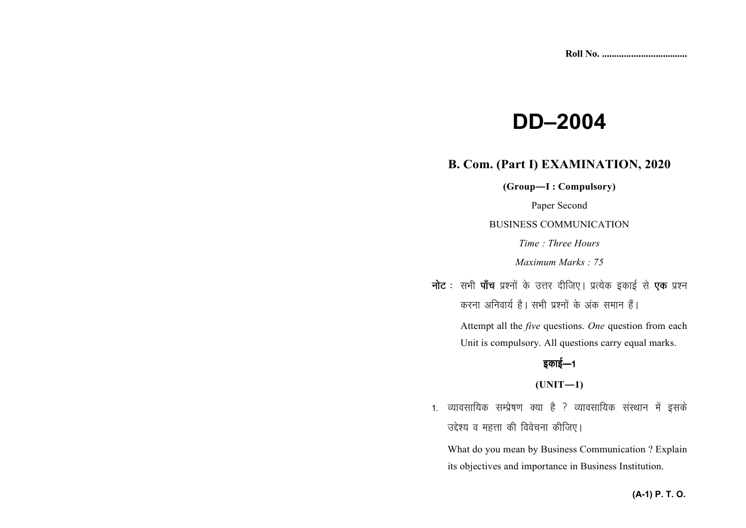Roll No. ..................................

# DD–2004

## B. Com. (Part I) EXAMINATION, 2020

**(Group—I : Compulsory)**

Paper Second

BUSINESS COMMUNICATION

*Time : Three Hours*

*Maximum Marks : 75*

**नोट :** सभी **पाँच** प्रश्नों के उत्तर दीजिए। प्रत्येक इकाई से **एक** प्रश्न करना अनिवार्य है। सभी प्रश्नों के अंक समान हैं।

Attempt all the *five* questions. *One* question from each Unit is compulsory. All questions carry equal marks.

### इकाई—1

### (UNIT—1)

1. व्यावसायिक सम्प्रेषण क्या है ? व्यावसायिक संस्थान में इसके उद्देश्य व महत्ता की विवेचना कीजिए।

   What do you mean by Business Communication ? Explain its objectives and importance in Business Institution.

(A-1) P. T. O.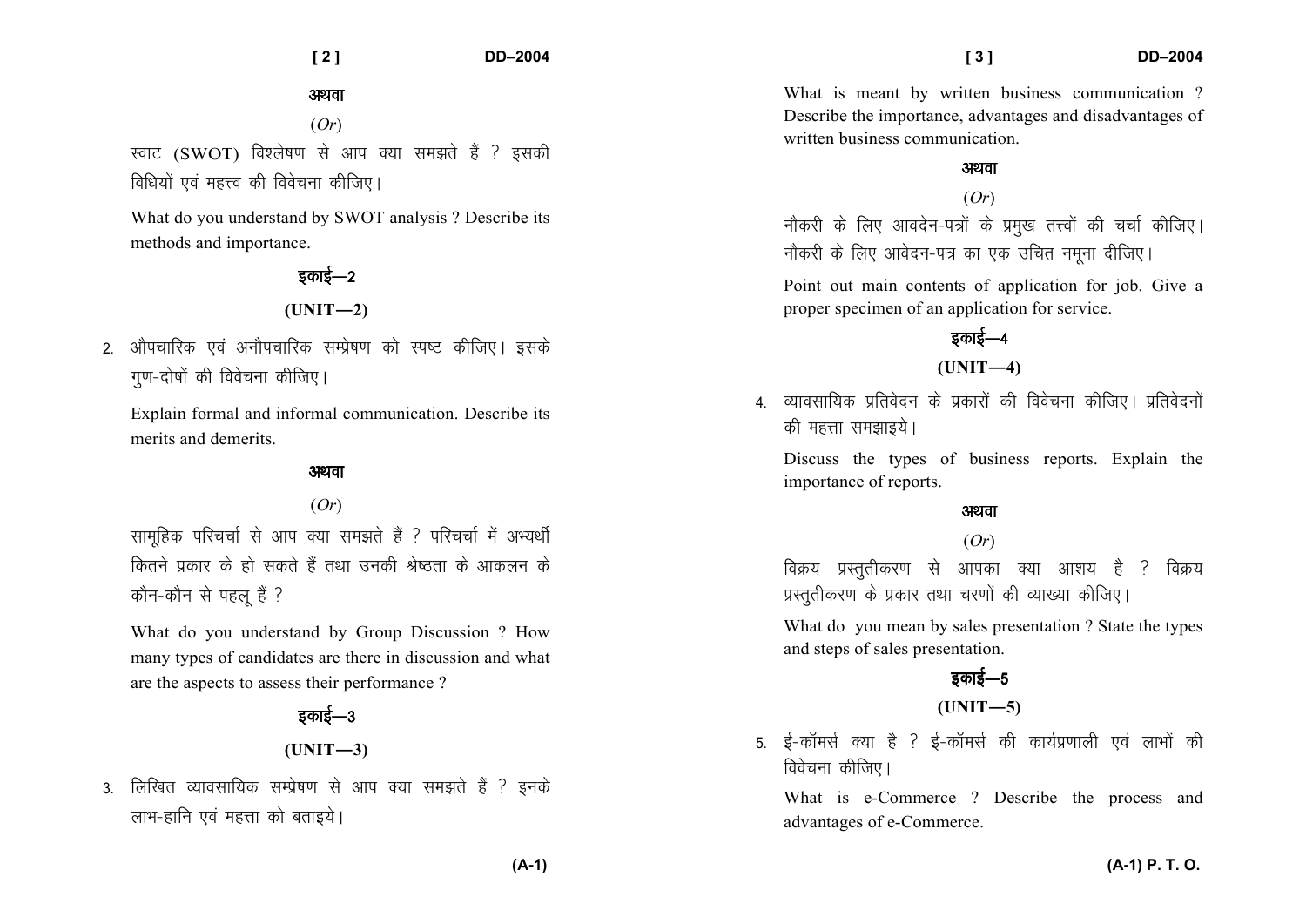अथवा

(*Or*)

स्वाट (SWOT) विश्लेषण से आप क्या समझते हैं ? इसकी विधियों एवं महत्त्व की विवेचना कीजिए।

What do you understand by SWOT analysis ? Describe its methods and importance.

## इकाई—2

## (UNIT—2)

2. औपचारिक एवं अनौपचारिक सम्प्रेषण को स्पष्ट कीजिए। इसके गुण-दोषों की विवेचना कीजिए।

   Explain formal and informal communication. Describe its merits and demerits.

अथवा

(*Or*)

सामूहिक परिचर्चा से आप क्या समझते हैं ? परिचर्चा में अभ्यर्थी कितने प्रकार के हो सकते हैं तथा उनकी श्रेष्ठता के आकलन के कौन-कौन से पहलू हैं ?

What do you understand by Group Discussion ? How many types of candidates are there in discussion and what are the aspects to assess their performance ?

## इकाई—3

## (UNIT—3)

3. लिखित व्यावसायिक सम्प्रेषण से आप क्या समझते हैं ? इनके लाभ-हानि एवं महत्ता को बताइये।

   What is meant by written business communication ? Describe the importance, advantages and disadvantages of written business communication.

अथवा

(*Or*)

नौकरी के लिए आवदेन-पत्रों के प्रमुख तत्त्वों की चर्चा कीजिए। नौकरी के लिए आवेदन-पत्र का एक उचित नमूना दीजिए।

Point out main contents of application for job. Give a proper specimen of an application for service.

## इकाई—4

## (UNIT—4)

4. व्यावसायिक प्रतिवेदन के प्रकारों की विवेचना कीजिए। प्रतिवेदनों की महत्ता समझाइये।

   Discuss the types of business reports. Explain the importance of reports.

अथवा

(*Or*)

विक्रय प्रस्तुतीकरण से आपका क्या आशय है ? विक्रय प्रस्तुतीकरण के प्रकार तथा चरणों की व्याख्या कीजिए।

What do you mean by sales presentation ? State the types and steps of sales presentation.

## इकाई—5

## (UNIT—5)

5. ई-कॉमर्स क्या है ? ई-कॉमर्स की कार्यप्रणाली एवं लाभों की विवेचना कीजिए।

   What is e-Commerce ? Describe the process and advantages of e-Commerce.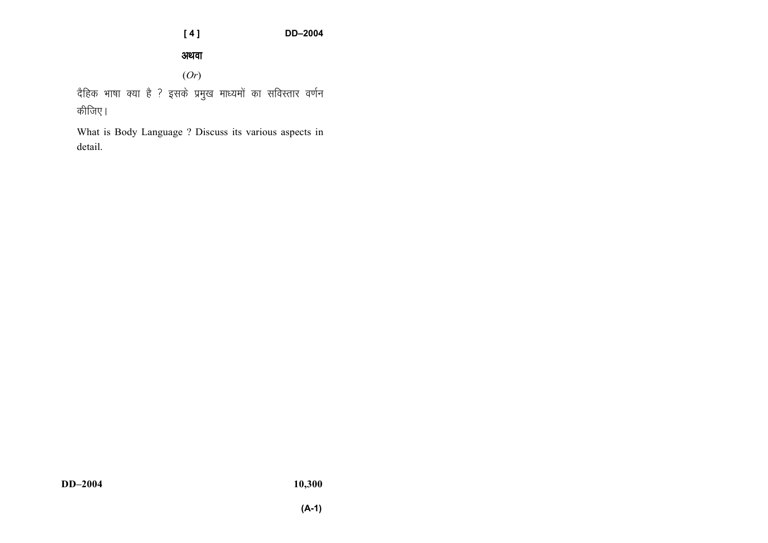अथवा

(*Or*)

दैहिक भाषा क्या है ? इसके प्रमुख माध्यमों का सविस्तार वर्णन कीजिए।

What is Body Language ? Discuss its various aspects in detail.

DD–2004 10,300

(A-1)